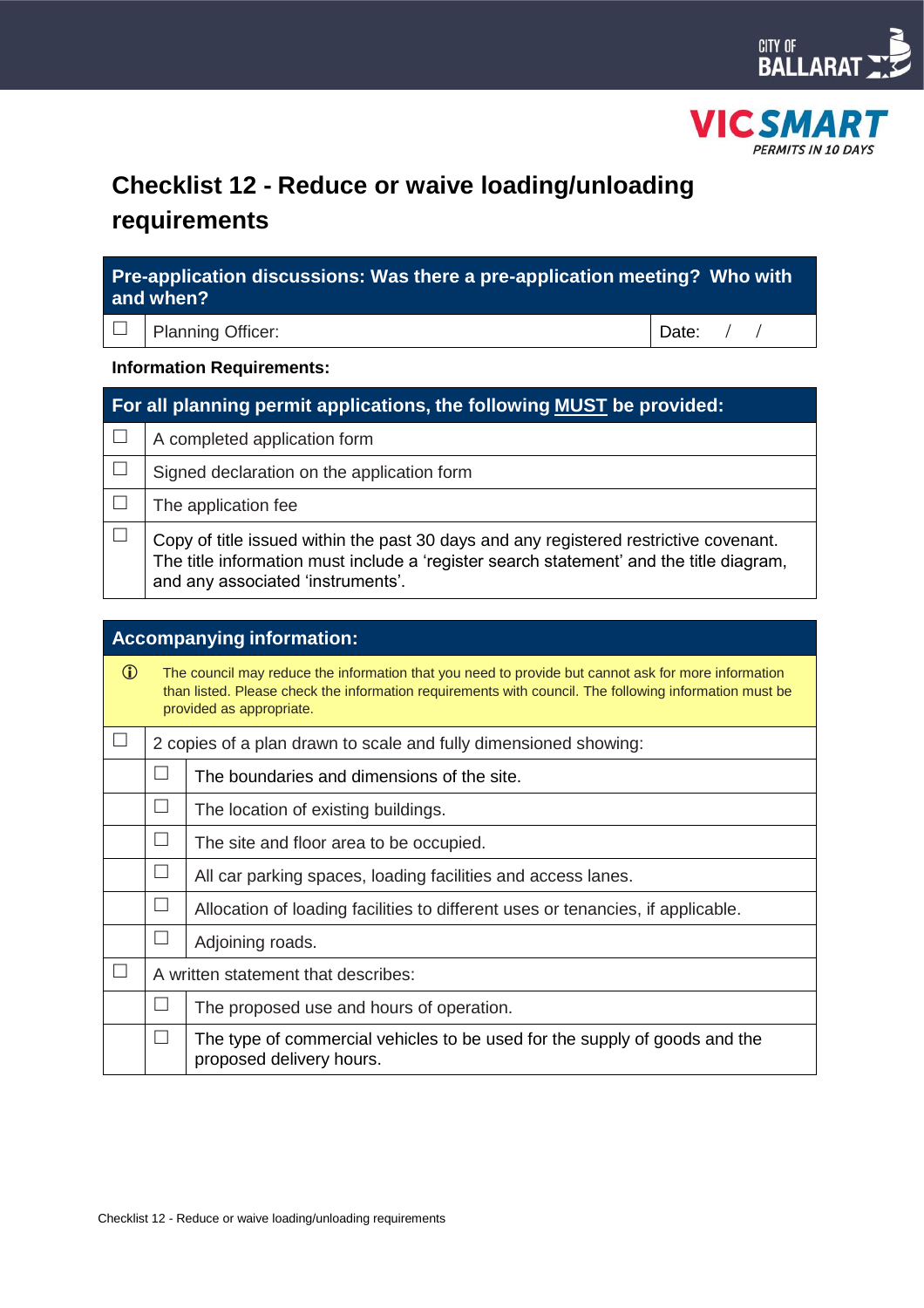CITY OF BALLARAT

VIC SMART
*PERMITS IN 10 DAYS*

# Checklist 12 - Reduce or waive loading/unloading requirements

| Pre-application discussions: Was there a pre-application meeting? Who with and when? | | |
|---|---|---|
| ☐ | Planning Officer: | Date: / / |

**Information Requirements:**

| For all planning permit applications, the following **MUST** be provided: | |
|---|---|
| ☐ | A completed application form |
| ☐ | Signed declaration on the application form |
| ☐ | The application fee |
| ☐ | Copy of title issued within the past 30 days and any registered restrictive covenant. The title information must include a 'register search statement' and the title diagram, and any associated 'instruments'. |

| Accompanying information: | | |
|---|---|---|
| ⓘ | The council may reduce the information that you need to provide but cannot ask for more information than listed. Please check the information requirements with council. The following information must be provided as appropriate. | |
| ☐ | 2 copies of a plan drawn to scale and fully dimensioned showing: | |
| | ☐ | The boundaries and dimensions of the site. |
| | ☐ | The location of existing buildings. |
| | ☐ | The site and floor area to be occupied. |
| | ☐ | All car parking spaces, loading facilities and access lanes. |
| | ☐ | Allocation of loading facilities to different uses or tenancies, if applicable. |
| | ☐ | Adjoining roads. |
| ☐ | A written statement that describes: | |
| | ☐ | The proposed use and hours of operation. |
| | ☐ | The type of commercial vehicles to be used for the supply of goods and the proposed delivery hours. |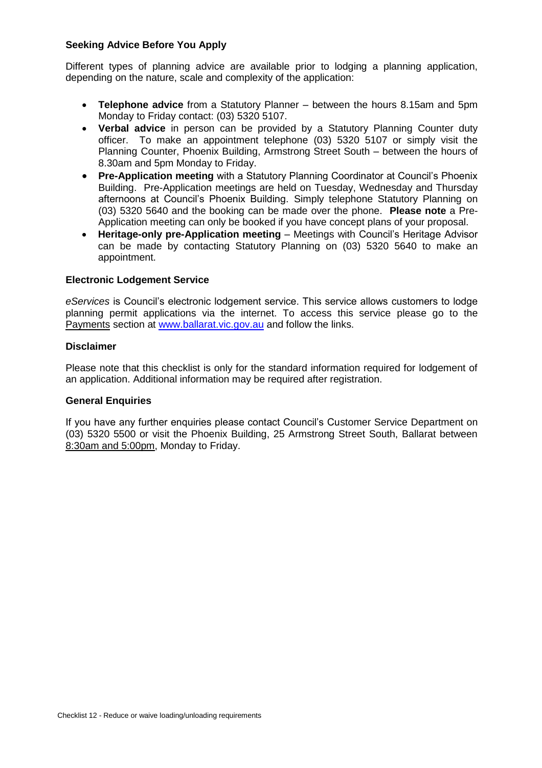### Seeking Advice Before You Apply

Different types of planning advice are available prior to lodging a planning application, depending on the nature, scale and complexity of the application:

- **Telephone advice** from a Statutory Planner – between the hours 8.15am and 5pm Monday to Friday contact: (03) 5320 5107.
- **Verbal advice** in person can be provided by a Statutory Planning Counter duty officer. To make an appointment telephone (03) 5320 5107 or simply visit the Planning Counter, Phoenix Building, Armstrong Street South – between the hours of 8.30am and 5pm Monday to Friday.
- **Pre-Application meeting** with a Statutory Planning Coordinator at Council's Phoenix Building. Pre-Application meetings are held on Tuesday, Wednesday and Thursday afternoons at Council's Phoenix Building. Simply telephone Statutory Planning on (03) 5320 5640 and the booking can be made over the phone. **Please note** a Pre-Application meeting can only be booked if you have concept plans of your proposal.
- **Heritage-only pre-Application meeting** – Meetings with Council's Heritage Advisor can be made by contacting Statutory Planning on (03) 5320 5640 to make an appointment.

### Electronic Lodgement Service

*eServices* is Council's electronic lodgement service. This service allows customers to lodge planning permit applications via the internet. To access this service please go to the Payments section at www.ballarat.vic.gov.au and follow the links.

### Disclaimer

Please note that this checklist is only for the standard information required for lodgement of an application. Additional information may be required after registration.

### General Enquiries

If you have any further enquiries please contact Council's Customer Service Department on (03) 5320 5500 or visit the Phoenix Building, 25 Armstrong Street South, Ballarat between 8:30am and 5:00pm, Monday to Friday.